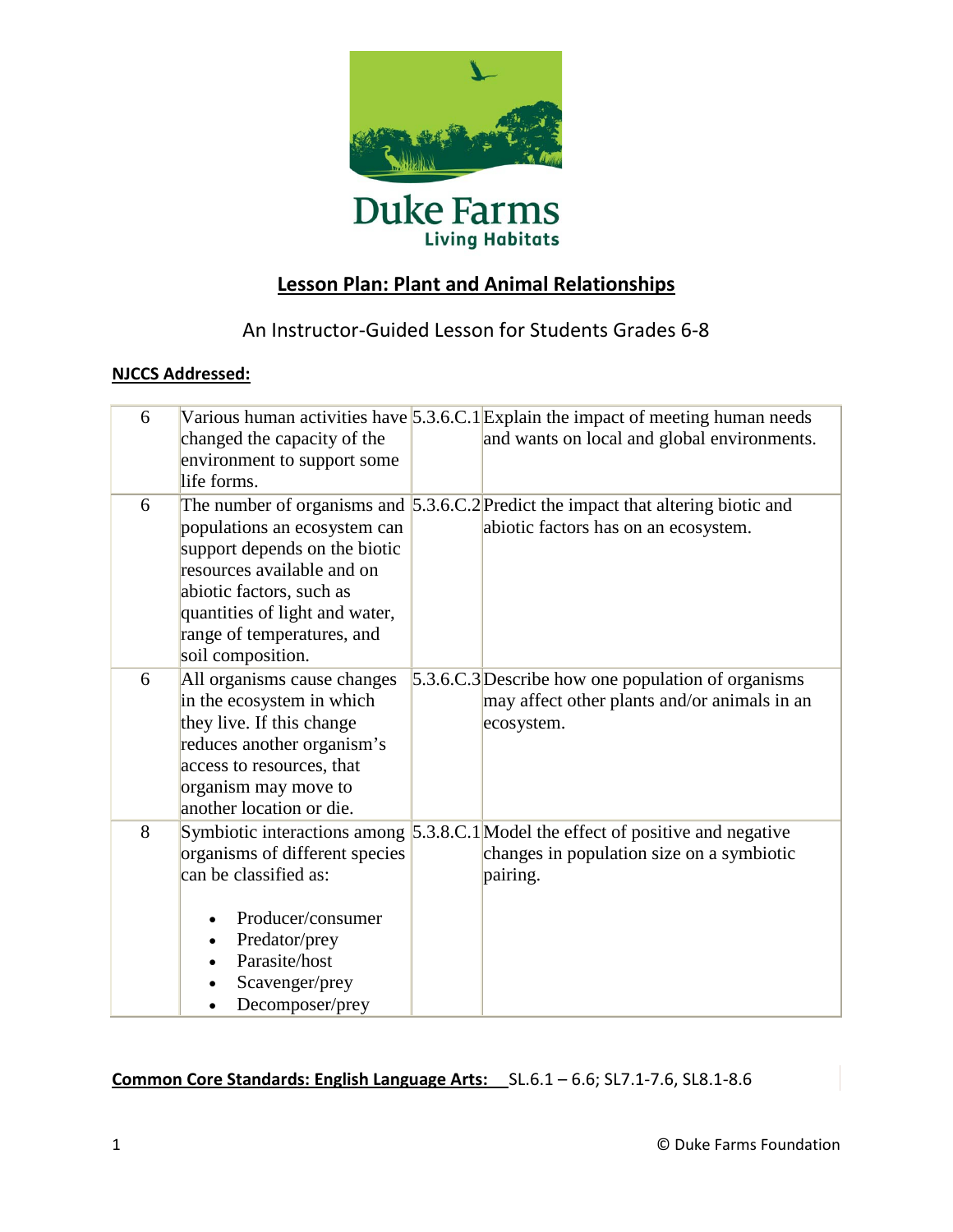Duke Farms
Living Habitats

# Lesson Plan: Plant and Animal Relationships

An Instructor-Guided Lesson for Students Grades 6-8

**NJCCS Addressed:**

| | | | |
|---|---|---|---|
| 6 | Various human activities have changed the capacity of the environment to support some life forms. | 5.3.6.C.1 | Explain the impact of meeting human needs and wants on local and global environments. |
| 6 | The number of organisms and populations an ecosystem can support depends on the biotic resources available and on abiotic factors, such as quantities of light and water, range of temperatures, and soil composition. | 5.3.6.C.2 | Predict the impact that altering biotic and abiotic factors has on an ecosystem. |
| 6 | All organisms cause changes in the ecosystem in which they live. If this change reduces another organism's access to resources, that organism may move to another location or die. | 5.3.6.C.3 | Describe how one population of organisms may affect other plants and/or animals in an ecosystem. |
| 8 | Symbiotic interactions among organisms of different species can be classified as:<br>• Producer/consumer<br>• Predator/prey<br>• Parasite/host<br>• Scavenger/prey<br>• Decomposer/prey | 5.3.8.C.1 | Model the effect of positive and negative changes in population size on a symbiotic pairing. |

**Common Core Standards: English Language Arts:** SL.6.1 – 6.6; SL7.1-7.6, SL8.1-8.6

© Duke Farms Foundation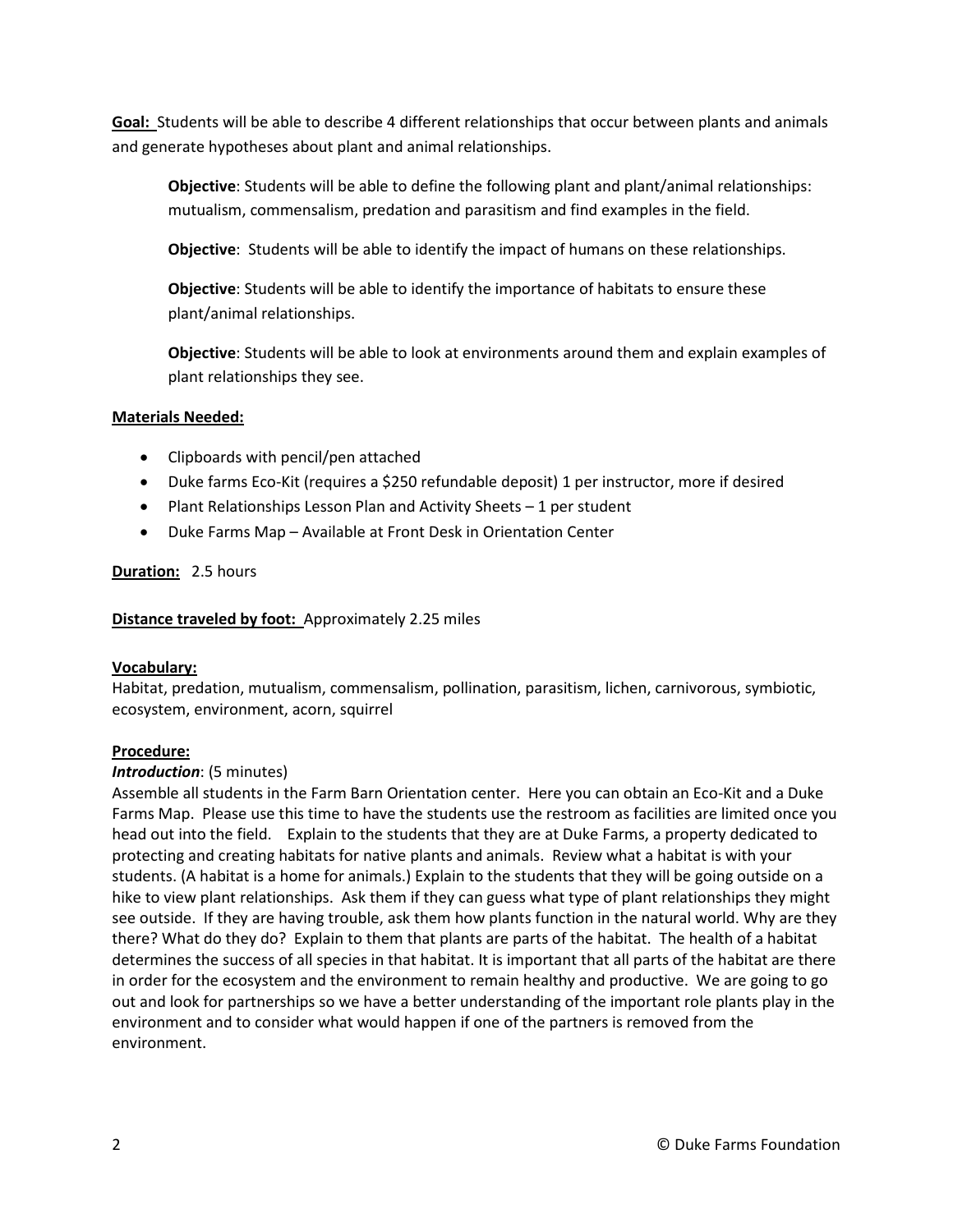**Goal:** Students will be able to describe 4 different relationships that occur between plants and animals and generate hypotheses about plant and animal relationships.

> **Objective**: Students will be able to define the following plant and plant/animal relationships: mutualism, commensalism, predation and parasitism and find examples in the field.
>
> **Objective**: Students will be able to identify the impact of humans on these relationships.
>
> **Objective**: Students will be able to identify the importance of habitats to ensure these plant/animal relationships.
>
> **Objective**: Students will be able to look at environments around them and explain examples of plant relationships they see.

**Materials Needed:**

- Clipboards with pencil/pen attached
- Duke farms Eco-Kit (requires a $250 refundable deposit) 1 per instructor, more if desired
- Plant Relationships Lesson Plan and Activity Sheets – 1 per student
- Duke Farms Map – Available at Front Desk in Orientation Center

**Duration:** 2.5 hours

**Distance traveled by foot:** Approximately 2.25 miles

**Vocabulary:**
Habitat, predation, mutualism, commensalism, pollination, parasitism, lichen, carnivorous, symbiotic, ecosystem, environment, acorn, squirrel

**Procedure:**

***Introduction***: (5 minutes)
Assemble all students in the Farm Barn Orientation center. Here you can obtain an Eco-Kit and a Duke Farms Map. Please use this time to have the students use the restroom as facilities are limited once you head out into the field. Explain to the students that they are at Duke Farms, a property dedicated to protecting and creating habitats for native plants and animals. Review what a habitat is with your students. (A habitat is a home for animals.) Explain to the students that they will be going outside on a hike to view plant relationships. Ask them if they can guess what type of plant relationships they might see outside. If they are having trouble, ask them how plants function in the natural world. Why are they there? What do they do? Explain to them that plants are parts of the habitat. The health of a habitat determines the success of all species in that habitat. It is important that all parts of the habitat are there in order for the ecosystem and the environment to remain healthy and productive. We are going to go out and look for partnerships so we have a better understanding of the important role plants play in the environment and to consider what would happen if one of the partners is removed from the environment.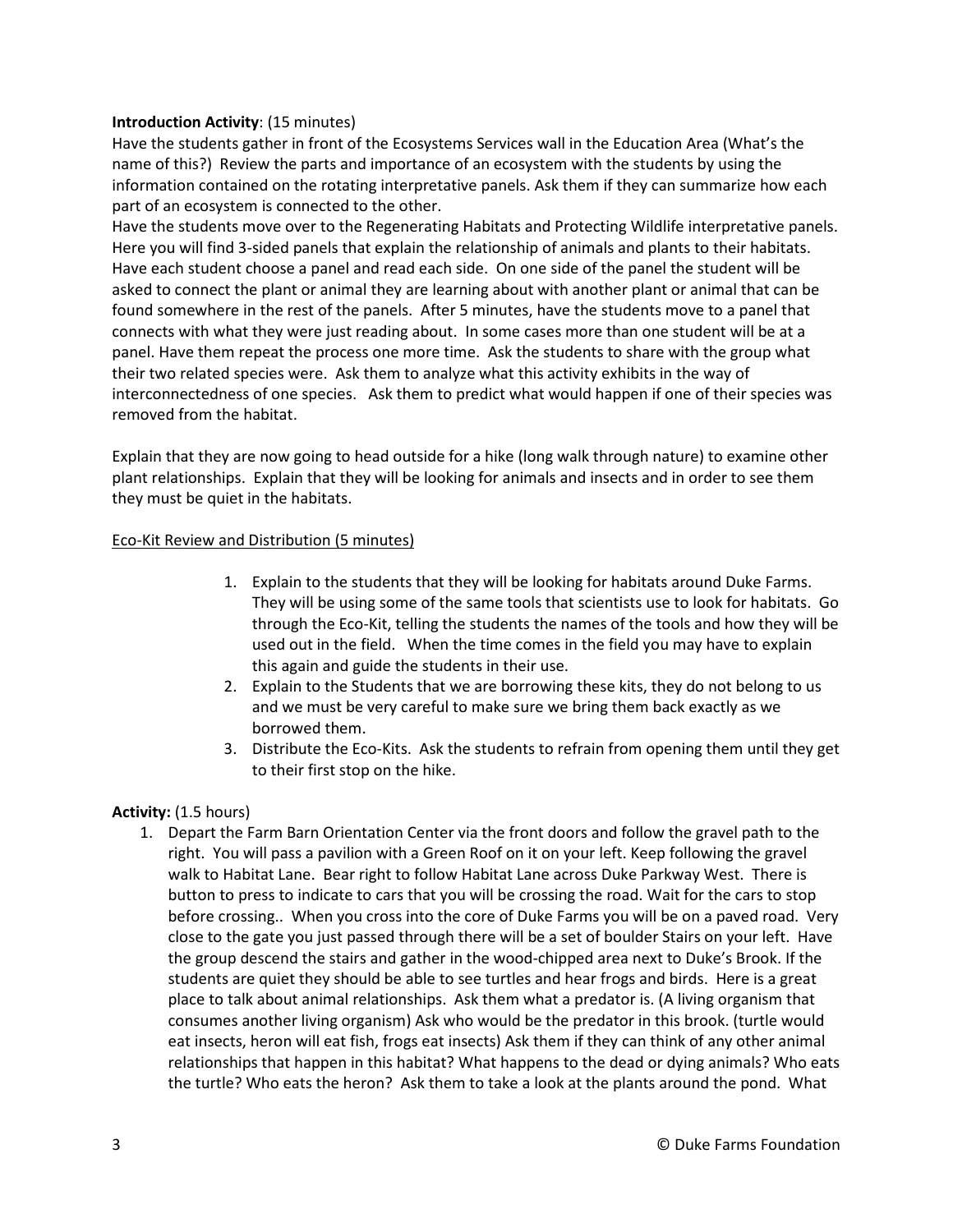**Introduction Activity**: (15 minutes)

Have the students gather in front of the Ecosystems Services wall in the Education Area (What's the name of this?) Review the parts and importance of an ecosystem with the students by using the information contained on the rotating interpretative panels. Ask them if they can summarize how each part of an ecosystem is connected to the other.

Have the students move over to the Regenerating Habitats and Protecting Wildlife interpretative panels. Here you will find 3-sided panels that explain the relationship of animals and plants to their habitats. Have each student choose a panel and read each side. On one side of the panel the student will be asked to connect the plant or animal they are learning about with another plant or animal that can be found somewhere in the rest of the panels. After 5 minutes, have the students move to a panel that connects with what they were just reading about. In some cases more than one student will be at a panel. Have them repeat the process one more time. Ask the students to share with the group what their two related species were. Ask them to analyze what this activity exhibits in the way of interconnectedness of one species. Ask them to predict what would happen if one of their species was removed from the habitat.

Explain that they are now going to head outside for a hike (long walk through nature) to examine other plant relationships. Explain that they will be looking for animals and insects and in order to see them they must be quiet in the habitats.

<u>Eco-Kit Review and Distribution (5 minutes)</u>

1. Explain to the students that they will be looking for habitats around Duke Farms. They will be using some of the same tools that scientists use to look for habitats. Go through the Eco-Kit, telling the students the names of the tools and how they will be used out in the field. When the time comes in the field you may have to explain this again and guide the students in their use.
2. Explain to the Students that we are borrowing these kits, they do not belong to us and we must be very careful to make sure we bring them back exactly as we borrowed them.
3. Distribute the Eco-Kits. Ask the students to refrain from opening them until they get to their first stop on the hike.

**Activity:** (1.5 hours)

1. Depart the Farm Barn Orientation Center via the front doors and follow the gravel path to the right. You will pass a pavilion with a Green Roof on it on your left. Keep following the gravel walk to Habitat Lane. Bear right to follow Habitat Lane across Duke Parkway West. There is button to press to indicate to cars that you will be crossing the road. Wait for the cars to stop before crossing.. When you cross into the core of Duke Farms you will be on a paved road. Very close to the gate you just passed through there will be a set of boulder Stairs on your left. Have the group descend the stairs and gather in the wood-chipped area next to Duke's Brook. If the students are quiet they should be able to see turtles and hear frogs and birds. Here is a great place to talk about animal relationships. Ask them what a predator is. (A living organism that consumes another living organism) Ask who would be the predator in this brook. (turtle would eat insects, heron will eat fish, frogs eat insects) Ask them if they can think of any other animal relationships that happen in this habitat? What happens to the dead or dying animals? Who eats the turtle? Who eats the heron? Ask them to take a look at the plants around the pond. What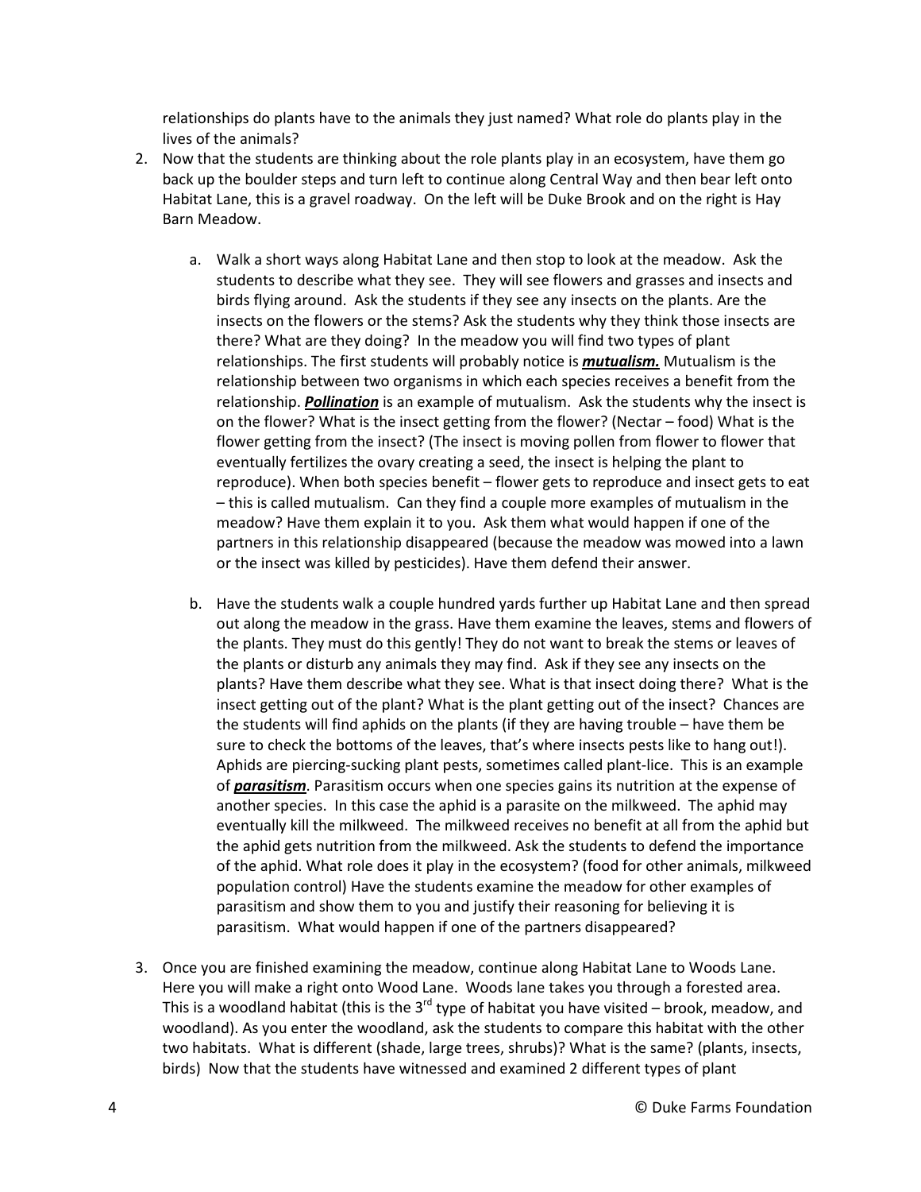relationships do plants have to the animals they just named? What role do plants play in the lives of the animals?

2. Now that the students are thinking about the role plants play in an ecosystem, have them go back up the boulder steps and turn left to continue along Central Way and then bear left onto Habitat Lane, this is a gravel roadway. On the left will be Duke Brook and on the right is Hay Barn Meadow.

    a. Walk a short ways along Habitat Lane and then stop to look at the meadow. Ask the students to describe what they see. They will see flowers and grasses and insects and birds flying around. Ask the students if they see any insects on the plants. Are the insects on the flowers or the stems? Ask the students why they think those insects are there? What are they doing? In the meadow you will find two types of plant relationships. The first students will probably notice is ***<u>mutualism.</u>*** Mutualism is the relationship between two organisms in which each species receives a benefit from the relationship. ***<u>Pollination</u>*** is an example of mutualism. Ask the students why the insect is on the flower? What is the insect getting from the flower? (Nectar – food) What is the flower getting from the insect? (The insect is moving pollen from flower to flower that eventually fertilizes the ovary creating a seed, the insect is helping the plant to reproduce). When both species benefit – flower gets to reproduce and insect gets to eat – this is called mutualism. Can they find a couple more examples of mutualism in the meadow? Have them explain it to you. Ask them what would happen if one of the partners in this relationship disappeared (because the meadow was mowed into a lawn or the insect was killed by pesticides). Have them defend their answer.

    b. Have the students walk a couple hundred yards further up Habitat Lane and then spread out along the meadow in the grass. Have them examine the leaves, stems and flowers of the plants. They must do this gently! They do not want to break the stems or leaves of the plants or disturb any animals they may find. Ask if they see any insects on the plants? Have them describe what they see. What is that insect doing there? What is the insect getting out of the plant? What is the plant getting out of the insect? Chances are the students will find aphids on the plants (if they are having trouble – have them be sure to check the bottoms of the leaves, that's where insects pests like to hang out!). Aphids are piercing-sucking plant pests, sometimes called plant-lice. This is an example of ***<u>parasitism</u>***. Parasitism occurs when one species gains its nutrition at the expense of another species. In this case the aphid is a parasite on the milkweed. The aphid may eventually kill the milkweed. The milkweed receives no benefit at all from the aphid but the aphid gets nutrition from the milkweed. Ask the students to defend the importance of the aphid. What role does it play in the ecosystem? (food for other animals, milkweed population control) Have the students examine the meadow for other examples of parasitism and show them to you and justify their reasoning for believing it is parasitism. What would happen if one of the partners disappeared?

3. Once you are finished examining the meadow, continue along Habitat Lane to Woods Lane. Here you will make a right onto Wood Lane. Woods lane takes you through a forested area. This is a woodland habitat (this is the 3rd type of habitat you have visited – brook, meadow, and woodland). As you enter the woodland, ask the students to compare this habitat with the other two habitats. What is different (shade, large trees, shrubs)? What is the same? (plants, insects, birds) Now that the students have witnessed and examined 2 different types of plant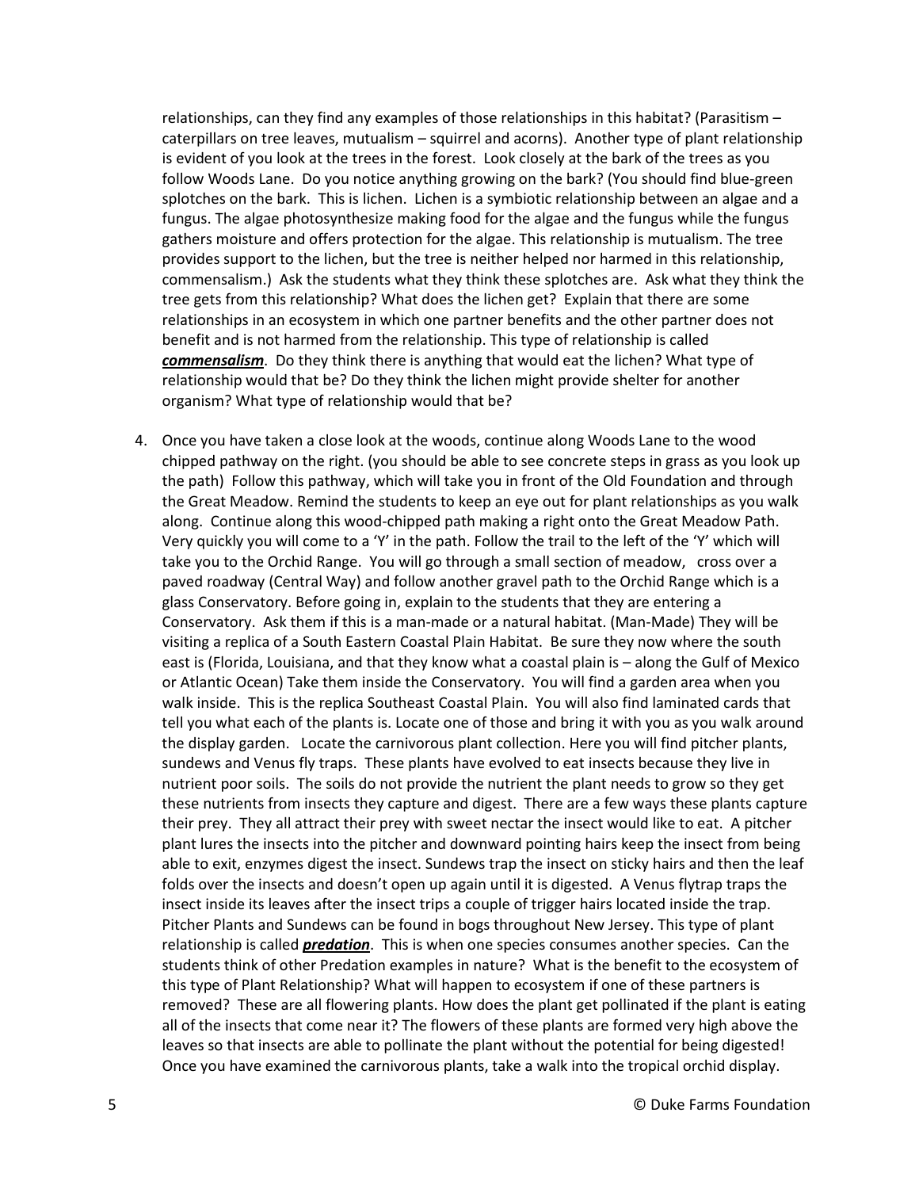relationships, can they find any examples of those relationships in this habitat? (Parasitism – caterpillars on tree leaves, mutualism – squirrel and acorns). Another type of plant relationship is evident of you look at the trees in the forest. Look closely at the bark of the trees as you follow Woods Lane. Do you notice anything growing on the bark? (You should find blue-green splotches on the bark. This is lichen. Lichen is a symbiotic relationship between an algae and a fungus. The algae photosynthesize making food for the algae and the fungus while the fungus gathers moisture and offers protection for the algae. This relationship is mutualism. The tree provides support to the lichen, but the tree is neither helped nor harmed in this relationship, commensalism.) Ask the students what they think these splotches are. Ask what they think the tree gets from this relationship? What does the lichen get? Explain that there are some relationships in an ecosystem in which one partner benefits and the other partner does not benefit and is not harmed from the relationship. This type of relationship is called ***commensalism***. Do they think there is anything that would eat the lichen? What type of relationship would that be? Do they think the lichen might provide shelter for another organism? What type of relationship would that be?

4. Once you have taken a close look at the woods, continue along Woods Lane to the wood chipped pathway on the right. (you should be able to see concrete steps in grass as you look up the path) Follow this pathway, which will take you in front of the Old Foundation and through the Great Meadow. Remind the students to keep an eye out for plant relationships as you walk along. Continue along this wood-chipped path making a right onto the Great Meadow Path. Very quickly you will come to a 'Y' in the path. Follow the trail to the left of the 'Y' which will take you to the Orchid Range. You will go through a small section of meadow, cross over a paved roadway (Central Way) and follow another gravel path to the Orchid Range which is a glass Conservatory. Before going in, explain to the students that they are entering a Conservatory. Ask them if this is a man-made or a natural habitat. (Man-Made) They will be visiting a replica of a South Eastern Coastal Plain Habitat. Be sure they now where the south east is (Florida, Louisiana, and that they know what a coastal plain is – along the Gulf of Mexico or Atlantic Ocean) Take them inside the Conservatory. You will find a garden area when you walk inside. This is the replica Southeast Coastal Plain. You will also find laminated cards that tell you what each of the plants is. Locate one of those and bring it with you as you walk around the display garden. Locate the carnivorous plant collection. Here you will find pitcher plants, sundews and Venus fly traps. These plants have evolved to eat insects because they live in nutrient poor soils. The soils do not provide the nutrient the plant needs to grow so they get these nutrients from insects they capture and digest. There are a few ways these plants capture their prey. They all attract their prey with sweet nectar the insect would like to eat. A pitcher plant lures the insects into the pitcher and downward pointing hairs keep the insect from being able to exit, enzymes digest the insect. Sundews trap the insect on sticky hairs and then the leaf folds over the insects and doesn't open up again until it is digested. A Venus flytrap traps the insect inside its leaves after the insect trips a couple of trigger hairs located inside the trap. Pitcher Plants and Sundews can be found in bogs throughout New Jersey. This type of plant relationship is called ***predation***. This is when one species consumes another species. Can the students think of other Predation examples in nature? What is the benefit to the ecosystem of this type of Plant Relationship? What will happen to ecosystem if one of these partners is removed? These are all flowering plants. How does the plant get pollinated if the plant is eating all of the insects that come near it? The flowers of these plants are formed very high above the leaves so that insects are able to pollinate the plant without the potential for being digested! Once you have examined the carnivorous plants, take a walk into the tropical orchid display.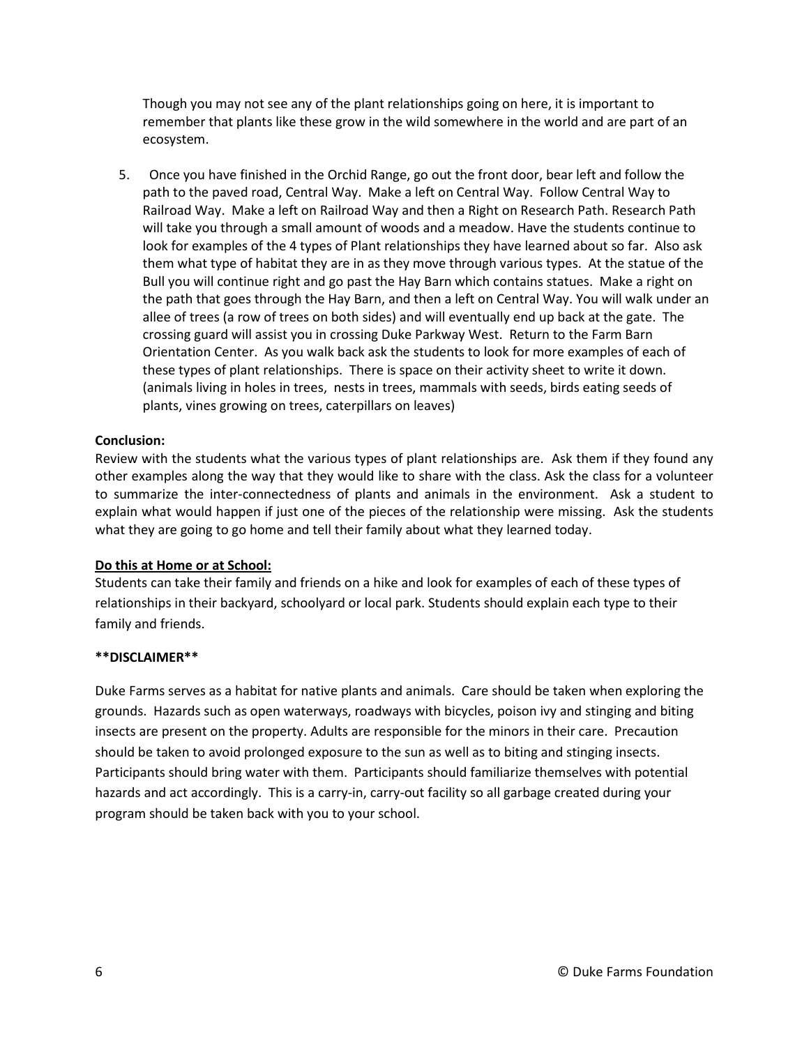Though you may not see any of the plant relationships going on here, it is important to remember that plants like these grow in the wild somewhere in the world and are part of an ecosystem.

5. Once you have finished in the Orchid Range, go out the front door, bear left and follow the path to the paved road, Central Way. Make a left on Central Way. Follow Central Way to Railroad Way. Make a left on Railroad Way and then a Right on Research Path. Research Path will take you through a small amount of woods and a meadow. Have the students continue to look for examples of the 4 types of Plant relationships they have learned about so far. Also ask them what type of habitat they are in as they move through various types. At the statue of the Bull you will continue right and go past the Hay Barn which contains statues. Make a right on the path that goes through the Hay Barn, and then a left on Central Way. You will walk under an allee of trees (a row of trees on both sides) and will eventually end up back at the gate. The crossing guard will assist you in crossing Duke Parkway West. Return to the Farm Barn Orientation Center. As you walk back ask the students to look for more examples of each of these types of plant relationships. There is space on their activity sheet to write it down. (animals living in holes in trees, nests in trees, mammals with seeds, birds eating seeds of plants, vines growing on trees, caterpillars on leaves)

**Conclusion:**
Review with the students what the various types of plant relationships are. Ask them if they found any other examples along the way that they would like to share with the class. Ask the class for a volunteer to summarize the inter-connectedness of plants and animals in the environment. Ask a student to explain what would happen if just one of the pieces of the relationship were missing. Ask the students what they are going to go home and tell their family about what they learned today.

**Do this at Home or at School:**
Students can take their family and friends on a hike and look for examples of each of these types of relationships in their backyard, schoolyard or local park. Students should explain each type to their family and friends.

****DISCLAIMER****

Duke Farms serves as a habitat for native plants and animals. Care should be taken when exploring the grounds. Hazards such as open waterways, roadways with bicycles, poison ivy and stinging and biting insects are present on the property. Adults are responsible for the minors in their care. Precaution should be taken to avoid prolonged exposure to the sun as well as to biting and stinging insects. Participants should bring water with them. Participants should familiarize themselves with potential hazards and act accordingly. This is a carry-in, carry-out facility so all garbage created during your program should be taken back with you to your school.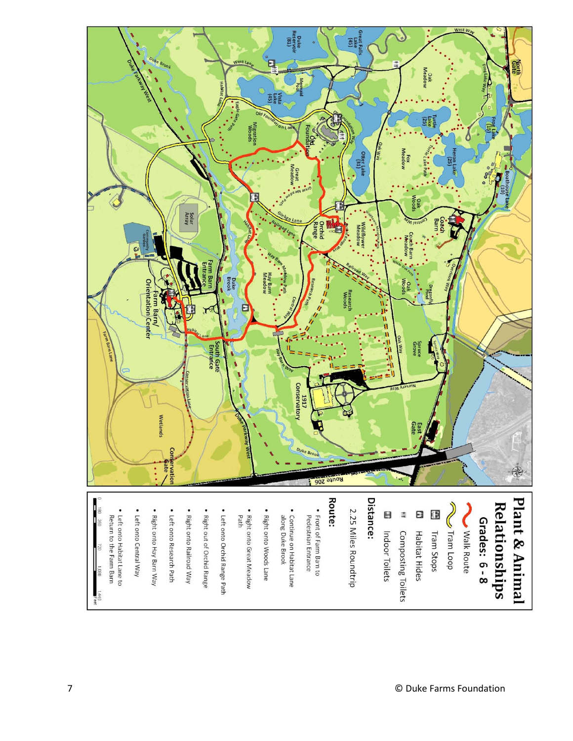# Plant & Animal Relationships

## Grades: 6 - 8

- Walk Route
- Tram Loop
- Tram Stops
- Habitat Hides
- Composting Toilets
- Indoor Toilets

## Distance:

2.25 Miles Roundtrip

## Route:

- Front of Farm Barn to Pedestrian Entrance
- Continue on Habitat Lane along Duke Brook
- Right onto Woods Lane
- Right onto Great Meadow Path
- Left onto Orchid Range Path
- Right out of Orchid Range
- Right onto Railroad Way
- Left onto Research Path
- Right onto Hay Barn Way
- Left onto Central Way
- Left onto Habitat Lane to Return to the Farm Barn

0 180 360 720 1,080 1,440 Feet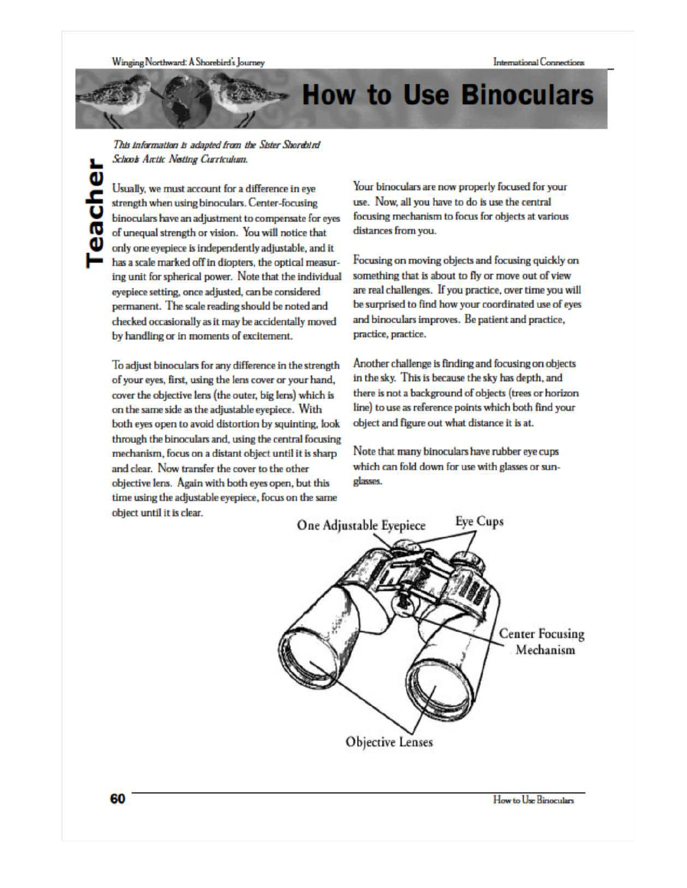# How to Use Binoculars

*This information is adapted from the Sister Shorebird Schools Arctic Nesting Curriculum.*

Teacher

Usually, we must account for a difference in eye strength when using binoculars. Center-focusing binoculars have an adjustment to compensate for eyes of unequal strength or vision. You will notice that only one eyepiece is independently adjustable, and it has a scale marked off in diopters, the optical measuring unit for spherical power. Note that the individual eyepiece setting, once adjusted, can be considered permanent. The scale reading should be noted and checked occasionally as it may be accidentally moved by handling or in moments of excitement.

To adjust binoculars for any difference in the strength of your eyes, first, using the lens cover or your hand, cover the objective lens (the outer, big lens) which is on the same side as the adjustable eyepiece. With both eyes open to avoid distortion by squinting, look through the binoculars and, using the central focusing mechanism, focus on a distant object until it is sharp and clear. Now transfer the cover to the other objective lens. Again with both eyes open, but this time using the adjustable eyepiece, focus on the same object until it is clear.

Your binoculars are now properly focused for your use. Now, all you have to do is use the central focusing mechanism to focus for objects at various distances from you.

Focusing on moving objects and focusing quickly on something that is about to fly or move out of view are real challenges. If you practice, over time you will be surprised to find how your coordinated use of eyes and binoculars improves. Be patient and practice, practice, practice.

Another challenge is finding and focusing on objects in the sky. This is because the sky has depth, and there is not a background of objects (trees or horizon line) to use as reference points which both find your object and figure out what distance it is at.

Note that many binoculars have rubber eye cups which can fold down for use with glasses or sunglasses.

One Adjustable Eyepiece

Eye Cups

Center Focusing Mechanism

Objective Lenses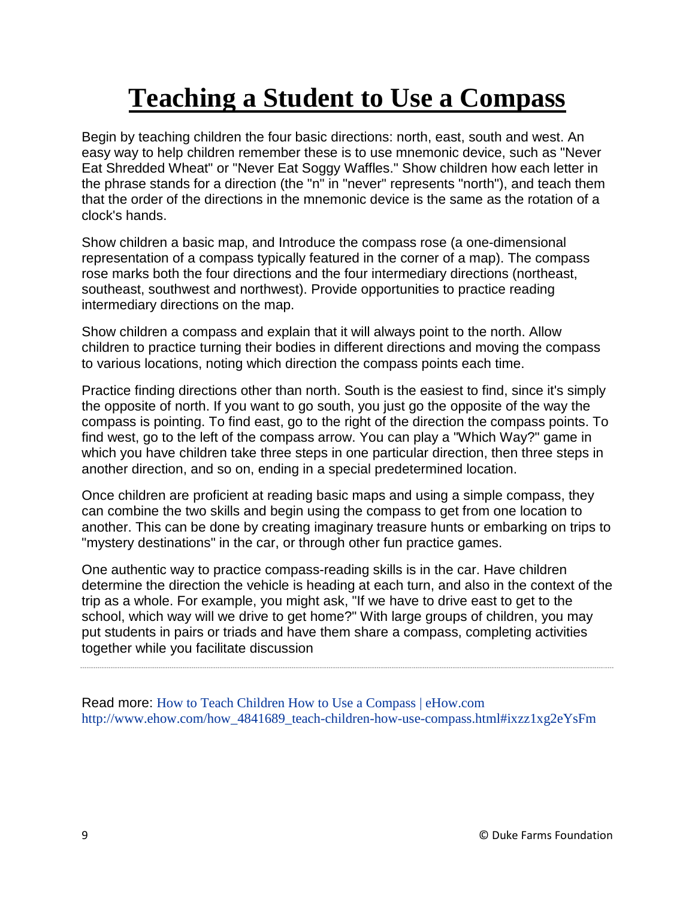# Teaching a Student to Use a Compass

Begin by teaching children the four basic directions: north, east, south and west. An easy way to help children remember these is to use mnemonic device, such as "Never Eat Shredded Wheat" or "Never Eat Soggy Waffles." Show children how each letter in the phrase stands for a direction (the "n" in "never" represents "north"), and teach them that the order of the directions in the mnemonic device is the same as the rotation of a clock's hands.

Show children a basic map, and Introduce the compass rose (a one-dimensional representation of a compass typically featured in the corner of a map). The compass rose marks both the four directions and the four intermediary directions (northeast, southeast, southwest and northwest). Provide opportunities to practice reading intermediary directions on the map.

Show children a compass and explain that it will always point to the north. Allow children to practice turning their bodies in different directions and moving the compass to various locations, noting which direction the compass points each time.

Practice finding directions other than north. South is the easiest to find, since it's simply the opposite of north. If you want to go south, you just go the opposite of the way the compass is pointing. To find east, go to the right of the direction the compass points. To find west, go to the left of the compass arrow. You can play a "Which Way?" game in which you have children take three steps in one particular direction, then three steps in another direction, and so on, ending in a special predetermined location.

Once children are proficient at reading basic maps and using a simple compass, they can combine the two skills and begin using the compass to get from one location to another. This can be done by creating imaginary treasure hunts or embarking on trips to "mystery destinations" in the car, or through other fun practice games.

One authentic way to practice compass-reading skills is in the car. Have children determine the direction the vehicle is heading at each turn, and also in the context of the trip as a whole. For example, you might ask, "If we have to drive east to get to the school, which way will we drive to get home?" With large groups of children, you may put students in pairs or triads and have them share a compass, completing activities together while you facilitate discussion

---

Read more: How to Teach Children How to Use a Compass | eHow.com http://www.ehow.com/how_4841689_teach-children-how-use-compass.html#ixzz1xg2eYsFm

© Duke Farms Foundation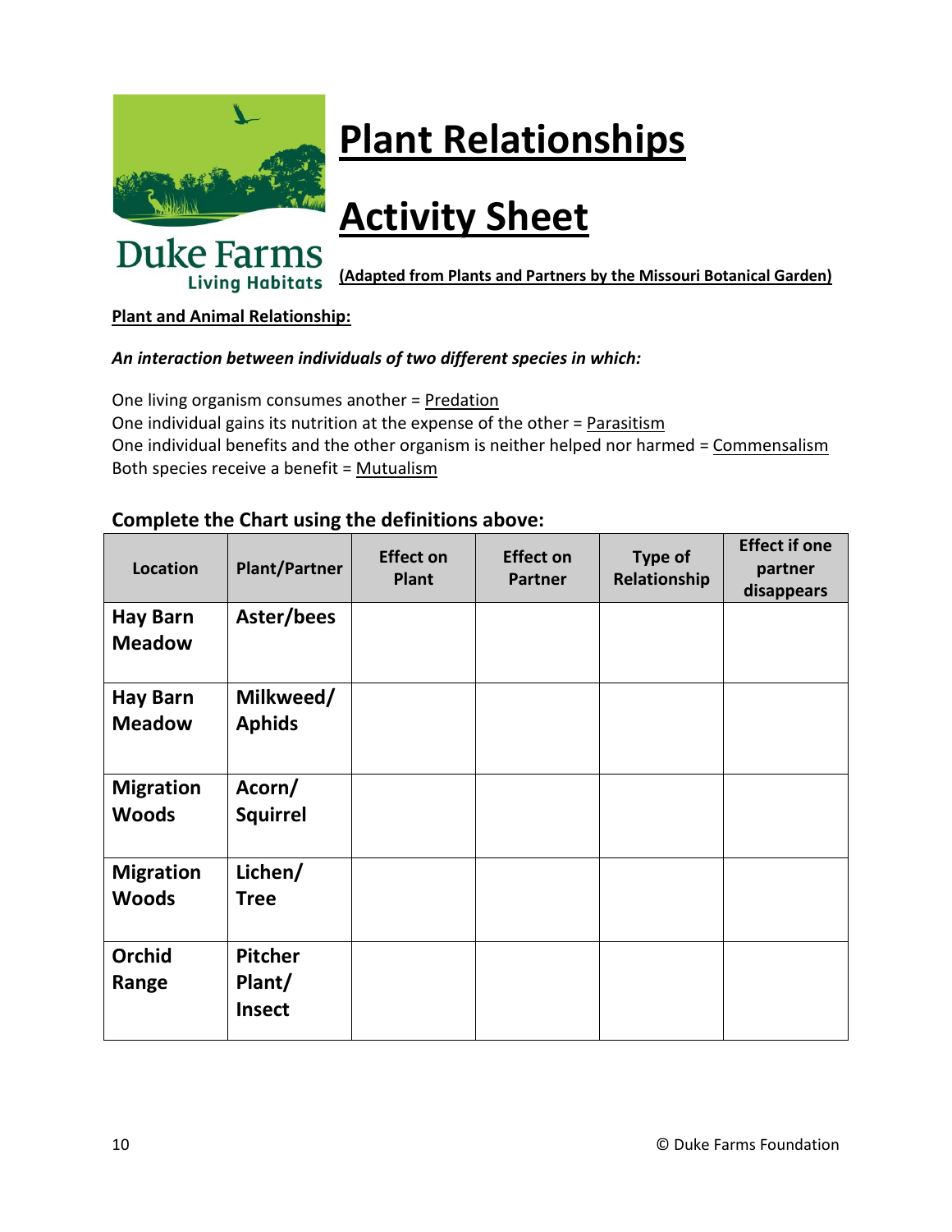# Plant Relationships

# Activity Sheet

**(Adapted from Plants and Partners by the Missouri Botanical Garden)**

**Plant and Animal Relationship:**

***An interaction between individuals of two different species in which:***

One living organism consumes another = Predation
One individual gains its nutrition at the expense of the other = Parasitism
One individual benefits and the other organism is neither helped nor harmed = Commensalism
Both species receive a benefit = Mutualism

### Complete the Chart using the definitions above:

| Location | Plant/Partner | Effect on Plant | Effect on Partner | Type of Relationship | Effect if one partner disappears |
|---|---|---|---|---|---|
| **Hay Barn Meadow** | **Aster/bees** | | | | |
| **Hay Barn Meadow** | **Milkweed/ Aphids** | | | | |
| **Migration Woods** | **Acorn/ Squirrel** | | | | |
| **Migration Woods** | **Lichen/ Tree** | | | | |
| **Orchid Range** | **Pitcher Plant/ Insect** | | | | |

© Duke Farms Foundation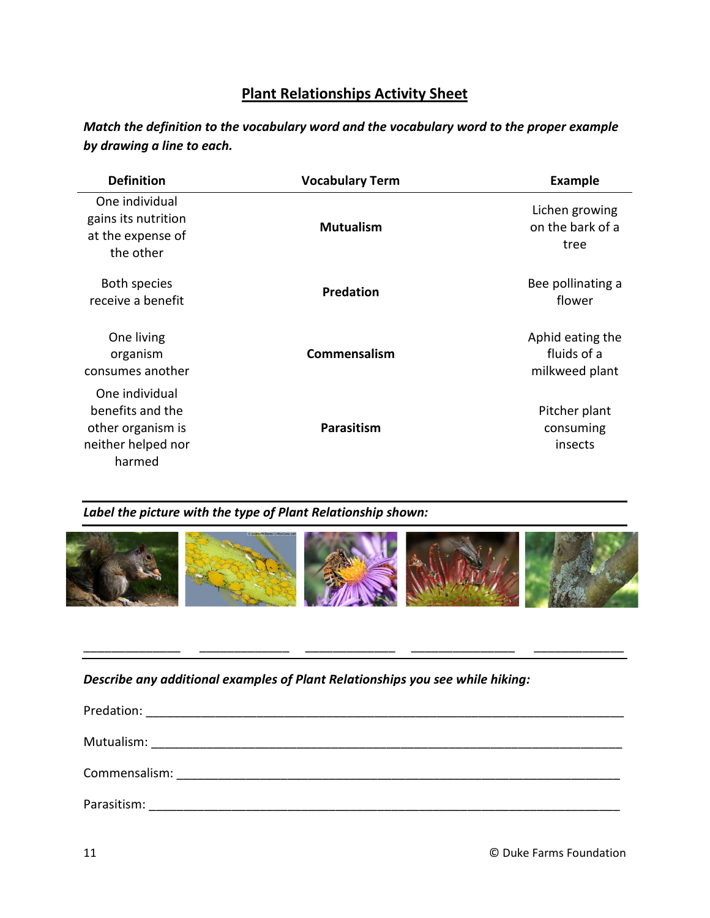# Plan­t Relationships Activity Sheet

***Match the definition to the vocabulary word and the vocabulary word to the proper example by drawing a line to each.***

| Definition | Vocabulary Term | Example |
|---|---|---|
| One individual gains its nutrition at the expense of the other | **Mutualism** | Lichen growing on the bark of a tree |
| Both species receive a benefit | **Predation** | Bee pollinating a flower |
| One living organism consumes another | **Commensalism** | Aphid eating the fluids of a milkweed plant |
| One individual benefits and the other organism is neither helped nor harmed | **Parasitism** | Pitcher plant consuming insects |

***Label the picture with the type of Plant Relationship shown:***

______________ ______________ ______________ ________________ ______________

***Describe any additional examples of Plant Relationships you see while hiking:***

Predation: ______________________________________________________________________

Mutualism: ______________________________________________________________________

Commensalism: ___________________________________________________________________

Parasitism: ______________________________________________________________________

© Duke Farms Foundation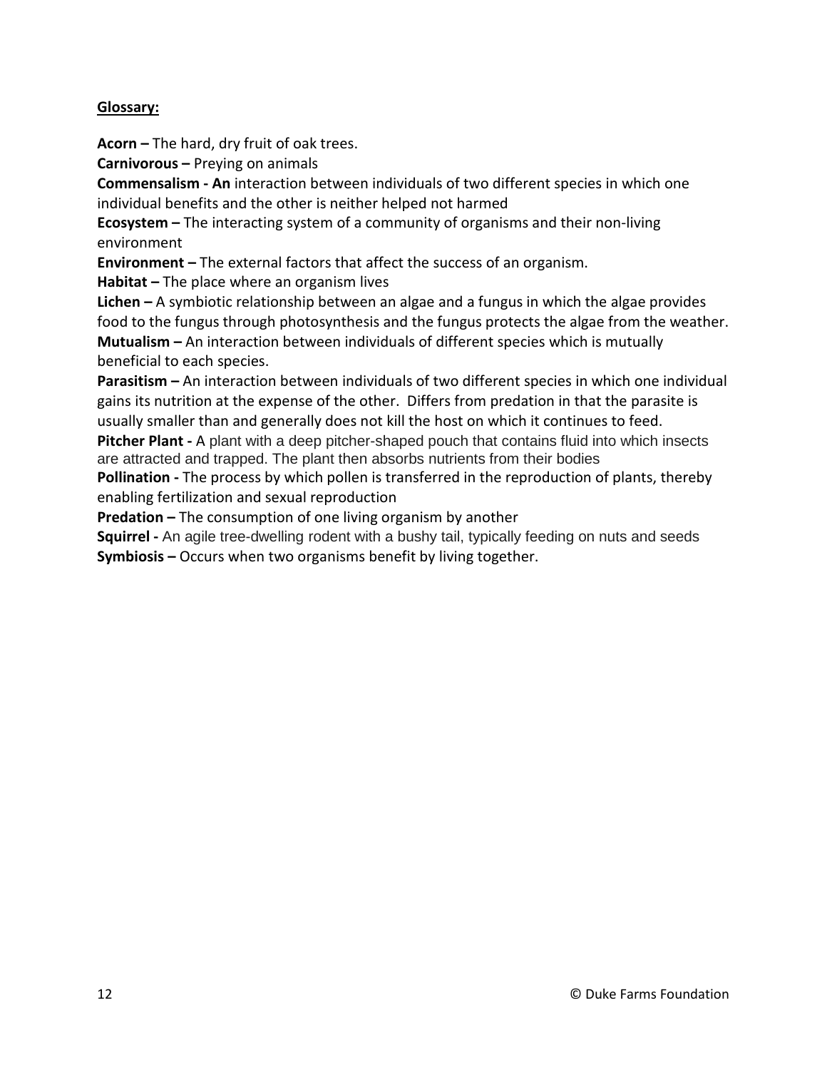**Glossary:**

**Acorn –** The hard, dry fruit of oak trees.

**Carnivorous –** Preying on animals

**Commensalism - An** interaction between individuals of two different species in which one individual benefits and the other is neither helped not harmed

**Ecosystem –** The interacting system of a community of organisms and their non-living environment

**Environment –** The external factors that affect the success of an organism.

**Habitat –** The place where an organism lives

**Lichen –** A symbiotic relationship between an algae and a fungus in which the algae provides food to the fungus through photosynthesis and the fungus protects the algae from the weather.

**Mutualism –** An interaction between individuals of different species which is mutually beneficial to each species.

**Parasitism –** An interaction between individuals of two different species in which one individual gains its nutrition at the expense of the other. Differs from predation in that the parasite is usually smaller than and generally does not kill the host on which it continues to feed.

**Pitcher Plant -** A plant with a deep pitcher-shaped pouch that contains fluid into which insects are attracted and trapped. The plant then absorbs nutrients from their bodies

**Pollination -** The process by which pollen is transferred in the reproduction of plants, thereby enabling fertilization and sexual reproduction

**Predation –** The consumption of one living organism by another

**Squirrel -** An agile tree-dwelling rodent with a bushy tail, typically feeding on nuts and seeds

**Symbiosis –** Occurs when two organisms benefit by living together.

© Duke Farms Foundation